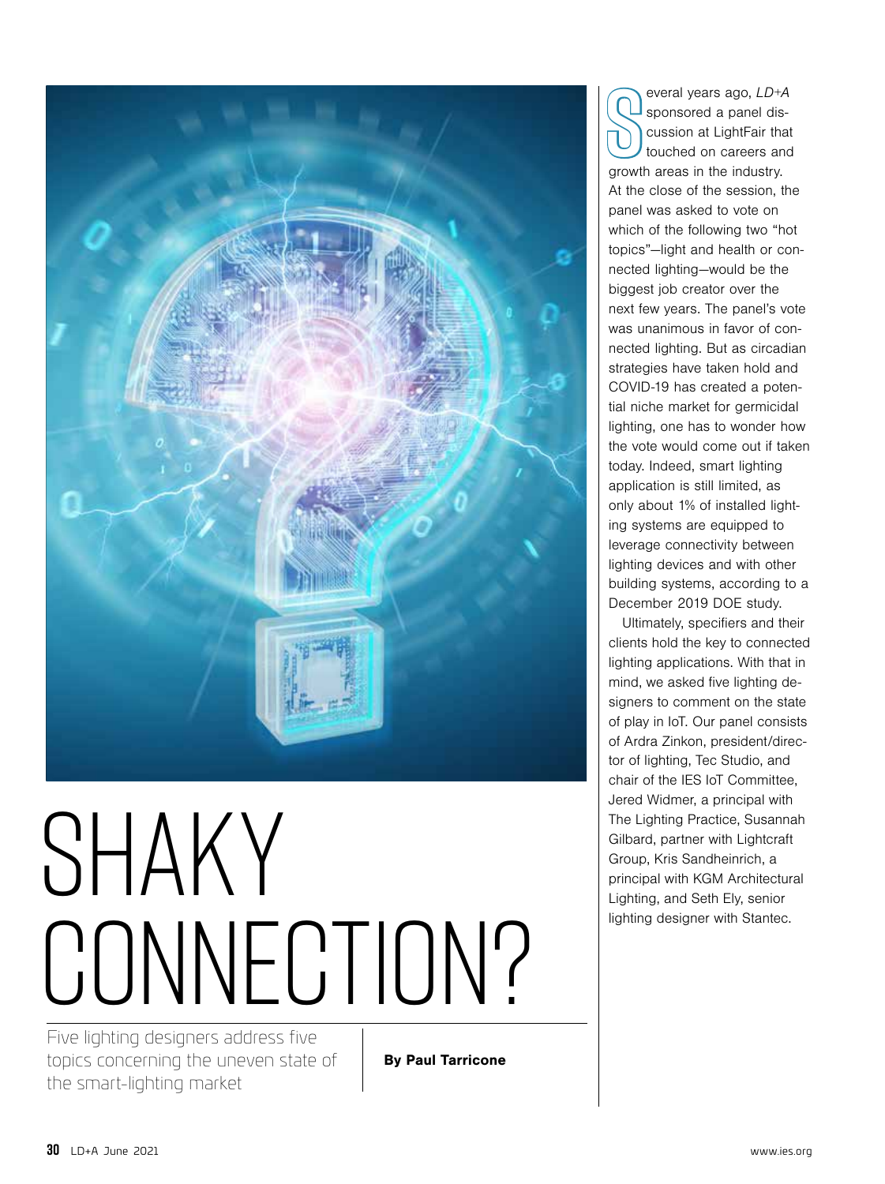# SHAKY CONNECTION?

Five lighting designers address five topics concerning the uneven state of the smart-lighting market

**By Paul Tarricone**

Several years ago, *LD+A* sponsored a panel discussion at LightFair that touched on careers and growth areas in the industry. At the close of the session, the panel was asked to vote on which of the following two "hot topics"—light and health or connected lighting—would be the biggest job creator over the next few years. The panel's vote was unanimous in favor of connected lighting. But as circadian strategies have taken hold and COVID-19 has created a potential niche market for germicidal lighting, one has to wonder how the vote would come out if taken today. Indeed, smart lighting application is still limited, as only about 1% of installed lighting systems are equipped to leverage connectivity between lighting devices and with other building systems, according to a December 2019 DOE study.

Ultimately, specifiers and their clients hold the key to connected lighting applications. With that in mind, we asked five lighting designers to comment on the state of play in IoT. Our panel consists of Ardra Zinkon, president/director of lighting, Tec Studio, and chair of the IES IoT Committee, Jered Widmer, a principal with The Lighting Practice, Susannah Gilbard, partner with Lightcraft Group, Kris Sandheinrich, a principal with KGM Architectural Lighting, and Seth Ely, senior lighting designer with Stantec.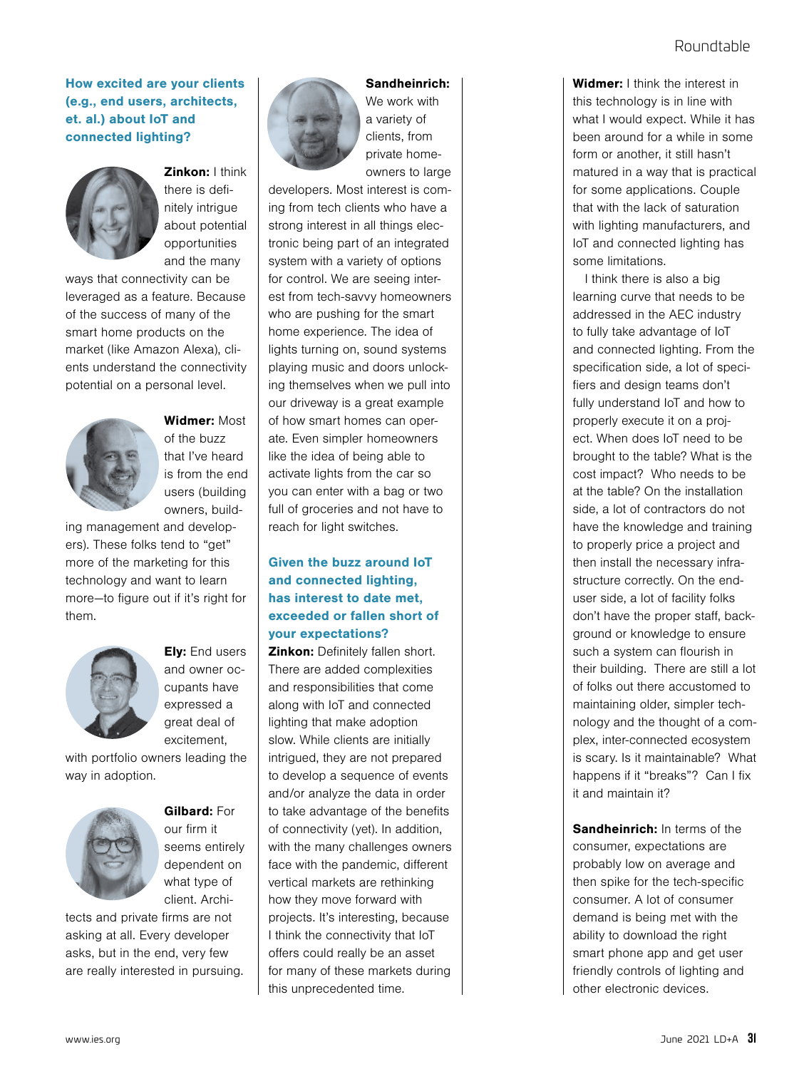### How excited are your clients (e.g., end users, architects, et. al.) about IoT and connected lighting?

**Zinkon:** I think there is definitely intrigue about potential opportunities and the many ways that connectivity can be leveraged as a feature. Because of the success of many of the smart home products on the market (like Amazon Alexa), clients understand the connectivity potential on a personal level.

**Widmer:** Most of the buzz that I've heard is from the end users (building owners, building management and developers). These folks tend to "get" more of the marketing for this technology and want to learn more—to figure out if it's right for them.

**Ely:** End users and owner occupants have expressed a great deal of excitement, with portfolio owners leading the way in adoption.

**Gilbard:** For our firm it seems entirely dependent on what type of client. Architects and private firms are not asking at all. Every developer asks, but in the end, very few are really interested in pursuing.

**Sandheinrich:** We work with a variety of clients, from private homeowners to large developers. Most interest is coming from tech clients who have a strong interest in all things electronic being part of an integrated system with a variety of options for control. We are seeing interest from tech-savvy homeowners who are pushing for the smart home experience. The idea of lights turning on, sound systems playing music and doors unlocking themselves when we pull into our driveway is a great example of how smart homes can operate. Even simpler homeowners like the idea of being able to activate lights from the car so you can enter with a bag or two full of groceries and not have to reach for light switches.

### Given the buzz around IoT and connected lighting, has interest to date met, exceeded or fallen short of your expectations?

**Zinkon:** Definitely fallen short. There are added complexities and responsibilities that come along with IoT and connected lighting that make adoption slow. While clients are initially intrigued, they are not prepared to develop a sequence of events and/or analyze the data in order to take advantage of the benefits of connectivity (yet). In addition, with the many challenges owners face with the pandemic, different vertical markets are rethinking how they move forward with projects. It's interesting, because I think the connectivity that IoT offers could really be an asset for many of these markets during this unprecedented time.

**Widmer:** I think the interest in this technology is in line with what I would expect. While it has been around for a while in some form or another, it still hasn't matured in a way that is practical for some applications. Couple that with the lack of saturation with lighting manufacturers, and IoT and connected lighting has some limitations.

I think there is also a big learning curve that needs to be addressed in the AEC industry to fully take advantage of IoT and connected lighting. From the specification side, a lot of specifiers and design teams don't fully understand IoT and how to properly execute it on a project. When does IoT need to be brought to the table? What is the cost impact? Who needs to be at the table? On the installation side, a lot of contractors do not have the knowledge and training to properly price a project and then install the necessary infrastructure correctly. On the end-user side, a lot of facility folks don't have the proper staff, background or knowledge to ensure such a system can flourish in their building. There are still a lot of folks out there accustomed to maintaining older, simpler technology and the thought of a complex, inter-connected ecosystem is scary. Is it maintainable? What happens if it "breaks"? Can I fix it and maintain it?

**Sandheinrich:** In terms of the consumer, expectations are probably low on average and then spike for the tech-specific consumer. A lot of consumer demand is being met with the ability to download the right smart phone app and get user friendly controls of lighting and other electronic devices.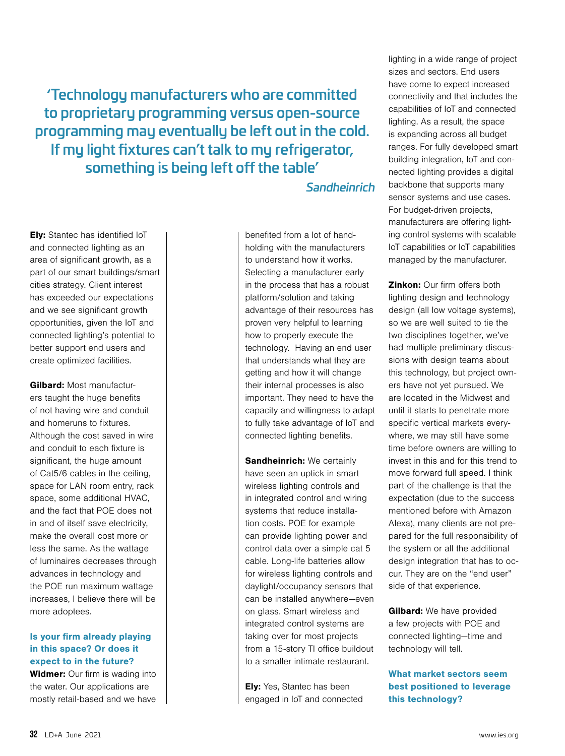> 'Technology manufacturers who are committed to proprietary programming versus open-source programming may eventually be left out in the cold. If my light fixtures can't talk to my refrigerator, something is being left off the table'
>
> *Sandheinrich*

**Ely:** Stantec has identified IoT and connected lighting as an area of significant growth, as a part of our smart buildings/smart cities strategy. Client interest has exceeded our expectations and we see significant growth opportunities, given the IoT and connected lighting's potential to better support end users and create optimized facilities.

**Gilbard:** Most manufacturers taught the huge benefits of not having wire and conduit and homeruns to fixtures. Although the cost saved in wire and conduit to each fixture is significant, the huge amount of Cat5/6 cables in the ceiling, space for LAN room entry, rack space, some additional HVAC, and the fact that POE does not in and of itself save electricity, make the overall cost more or less the same. As the wattage of luminaires decreases through advances in technology and the POE run maximum wattage increases, I believe there will be more adoptees.

### Is your firm already playing in this space? Or does it expect to in the future?

**Widmer:** Our firm is wading into the water. Our applications are mostly retail-based and we have benefited from a lot of hand-holding with the manufacturers to understand how it works. Selecting a manufacturer early in the process that has a robust platform/solution and taking advantage of their resources has proven very helpful to learning how to properly execute the technology. Having an end user that understands what they are getting and how it will change their internal processes is also important. They need to have the capacity and willingness to adapt to fully take advantage of IoT and connected lighting benefits.

**Sandheinrich:** We certainly have seen an uptick in smart wireless lighting controls and in integrated control and wiring systems that reduce installation costs. POE for example can provide lighting power and control data over a simple cat 5 cable. Long-life batteries allow for wireless lighting controls and daylight/occupancy sensors that can be installed anywhere—even on glass. Smart wireless and integrated control systems are taking over for most projects from a 15-story TI office buildout to a smaller intimate restaurant.

**Ely:** Yes, Stantec has been engaged in IoT and connected lighting in a wide range of project sizes and sectors. End users have come to expect increased connectivity and that includes the capabilities of IoT and connected lighting. As a result, the space is expanding across all budget ranges. For fully developed smart building integration, IoT and connected lighting provides a digital backbone that supports many sensor systems and use cases. For budget-driven projects, manufacturers are offering lighting control systems with scalable IoT capabilities or IoT capabilities managed by the manufacturer.

**Zinkon:** Our firm offers both lighting design and technology design (all low voltage systems), so we are well suited to tie the two disciplines together, we've had multiple preliminary discussions with design teams about this technology, but project owners have not yet pursued. We are located in the Midwest and until it starts to penetrate more specific vertical markets everywhere, we may still have some time before owners are willing to invest in this and for this trend to move forward full speed. I think part of the challenge is that the expectation (due to the success mentioned before with Amazon Alexa), many clients are not prepared for the full responsibility of the system or all the additional design integration that has to occur. They are on the "end user" side of that experience.

**Gilbard:** We have provided a few projects with POE and connected lighting—time and technology will tell.

### What market sectors seem best positioned to leverage this technology?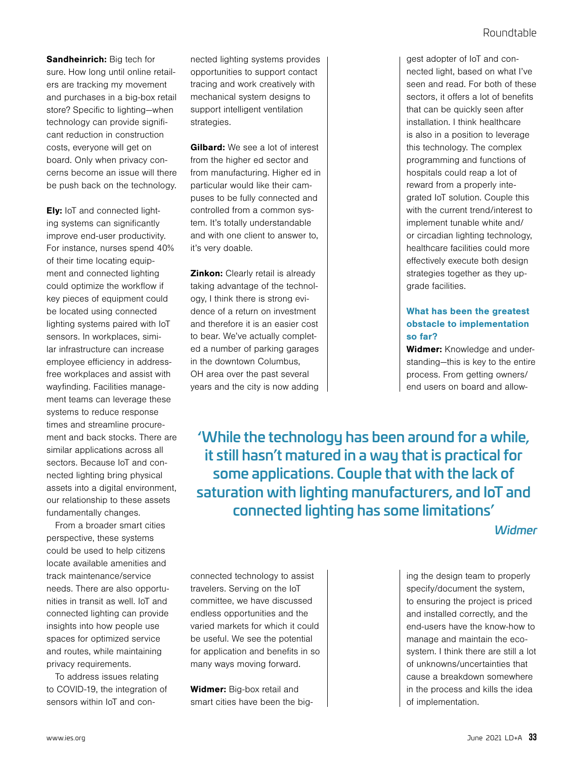**Sandheinrich:** Big tech for sure. How long until online retailers are tracking my movement and purchases in a big-box retail store? Specific to lighting—when technology can provide significant reduction in construction costs, everyone will get on board. Only when privacy concerns become an issue will there be push back on the technology.

**Ely:** IoT and connected lighting systems can significantly improve end-user productivity. For instance, nurses spend 40% of their time locating equipment and connected lighting could optimize the workflow if key pieces of equipment could be located using connected lighting systems paired with IoT sensors. In workplaces, similar infrastructure can increase employee efficiency in address-free workplaces and assist with wayfinding. Facilities management teams can leverage these systems to reduce response times and streamline procurement and back stocks. There are similar applications across all sectors. Because IoT and connected lighting bring physical assets into a digital environment, our relationship to these assets fundamentally changes.

From a broader smart cities perspective, these systems could be used to help citizens locate available amenities and track maintenance/service needs. There are also opportunities in transit as well. IoT and connected lighting can provide insights into how people use spaces for optimized service and routes, while maintaining privacy requirements.

To address issues relating to COVID-19, the integration of sensors within IoT and connected lighting systems provides opportunities to support contact tracing and work creatively with mechanical system designs to support intelligent ventilation strategies.

**Gilbard:** We see a lot of interest from the higher ed sector and from manufacturing. Higher ed in particular would like their campuses to be fully connected and controlled from a common system. It's totally understandable and with one client to answer to, it's very doable.

**Zinkon:** Clearly retail is already taking advantage of the technology, I think there is strong evidence of a return on investment and therefore it is an easier cost to bear. We've actually completed a number of parking garages in the downtown Columbus, OH area over the past several years and the city is now adding connected technology to assist travelers. Serving on the IoT committee, we have discussed endless opportunities and the varied markets for which it could be useful. We see the potential for application and benefits in so many ways moving forward.

**Widmer:** Big-box retail and smart cities have been the biggest adopter of IoT and connected light, based on what I've seen and read. For both of these sectors, it offers a lot of benefits that can be quickly seen after installation. I think healthcare is also in a position to leverage this technology. The complex programming and functions of hospitals could reap a lot of reward from a properly integrated IoT solution. Couple this with the current trend/interest to implement tunable white and/or circadian lighting technology, healthcare facilities could more effectively execute both design strategies together as they upgrade facilities.

**What has been the greatest obstacle to implementation so far?**

**Widmer:** Knowledge and understanding—this is key to the entire process. From getting owners/end users on board and allowing the design team to properly specify/document the system, to ensuring the project is priced and installed correctly, and the end-users have the know-how to manage and maintain the ecosystem. I think there are still a lot of unknowns/uncertainties that cause a breakdown somewhere in the process and kills the idea of implementation.

> 'While the technology has been around for a while, it still hasn't matured in a way that is practical for some applications. Couple that with the lack of saturation with lighting manufacturers, and IoT and connected lighting has some limitations'
>
> *Widmer*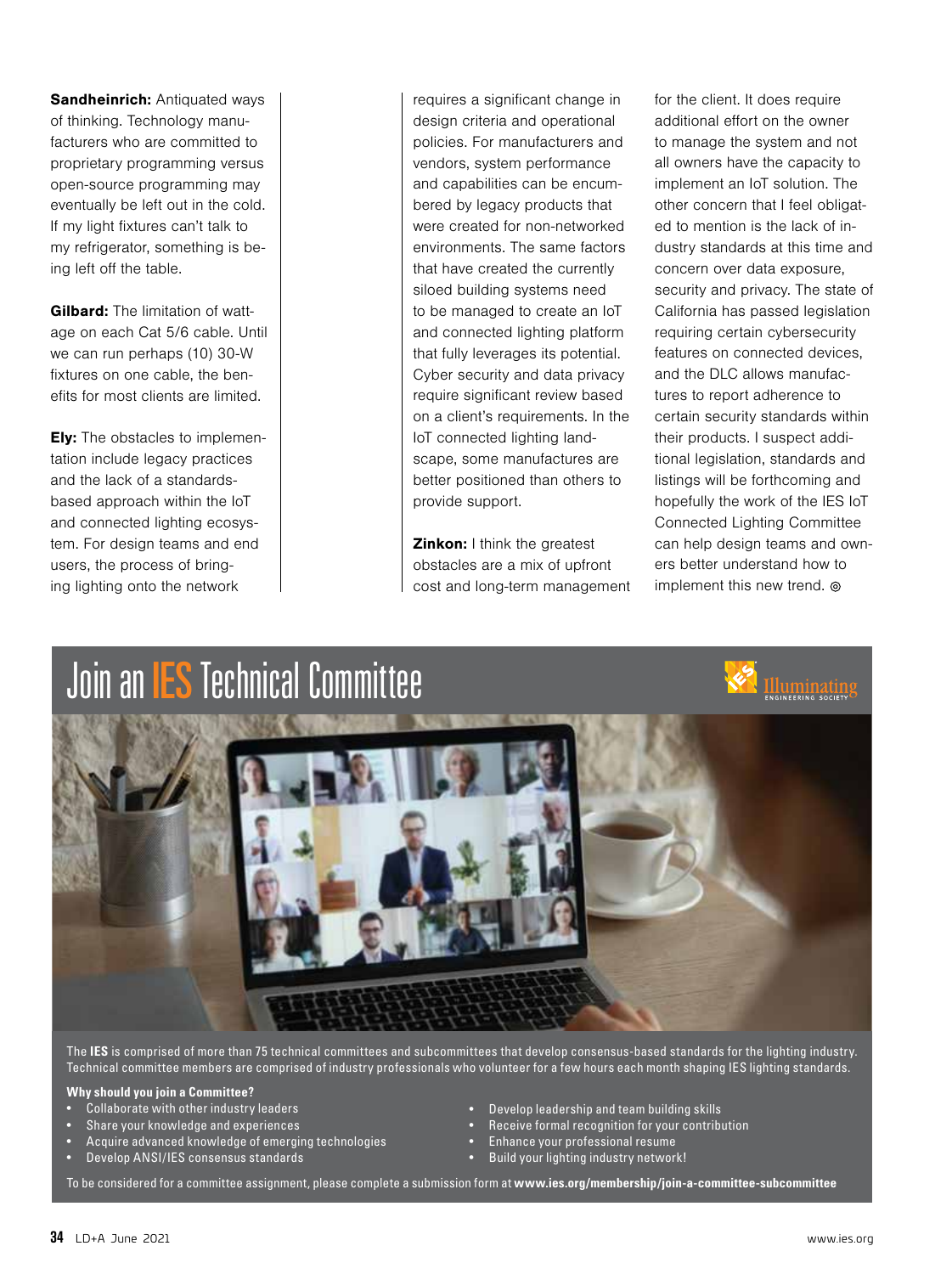**Sandheinrich:** Antiquated ways of thinking. Technology manufacturers who are committed to proprietary programming versus open-source programming may eventually be left out in the cold. If my light fixtures can't talk to my refrigerator, something is being left off the table.

**Gilbard:** The limitation of wattage on each Cat 5/6 cable. Until we can run perhaps (10) 30-W fixtures on one cable, the benefits for most clients are limited.

**Ely:** The obstacles to implementation include legacy practices and the lack of a standards-based approach within the IoT and connected lighting ecosystem. For design teams and end users, the process of bringing lighting onto the network requires a significant change in design criteria and operational policies. For manufacturers and vendors, system performance and capabilities can be encumbered by legacy products that were created for non-networked environments. The same factors that have created the currently siloed building systems need to be managed to create an IoT and connected lighting platform that fully leverages its potential. Cyber security and data privacy require significant review based on a client's requirements. In the IoT connected lighting landscape, some manufacturers are better positioned than others to provide support.

**Zinkon:** I think the greatest obstacles are a mix of upfront cost and long-term management for the client. It does require additional effort on the owner to manage the system and not all owners have the capacity to implement an IoT solution. The other concern that I feel obligated to mention is the lack of industry standards at this time and concern over data exposure, security and privacy. The state of California has passed legislation requiring certain cybersecurity features on connected devices, and the DLC allows manufactures to report adherence to certain security standards within their products. I suspect additional legislation, standards and listings will be forthcoming and hopefully the work of the IES IoT Connected Lighting Committee can help design teams and owners better understand how to implement this new trend. ◎

## Join an IES Technical Committee

IES Illuminating Engineering Society

The **IES** is comprised of more than 75 technical committees and subcommittees that develop consensus-based standards for the lighting industry. Technical committee members are comprised of industry professionals who volunteer for a few hours each month shaping IES lighting standards.

**Why should you join a Committee?**

- Collaborate with other industry leaders
- Share your knowledge and experiences
- Acquire advanced knowledge of emerging technologies
- Develop ANSI/IES consensus standards
- Develop leadership and team building skills
- Receive formal recognition for your contribution
- Enhance your professional resume
- Build your lighting industry network!

To be considered for a committee assignment, please complete a submission form at **www.ies.org/membership/join-a-committee-subcommittee**